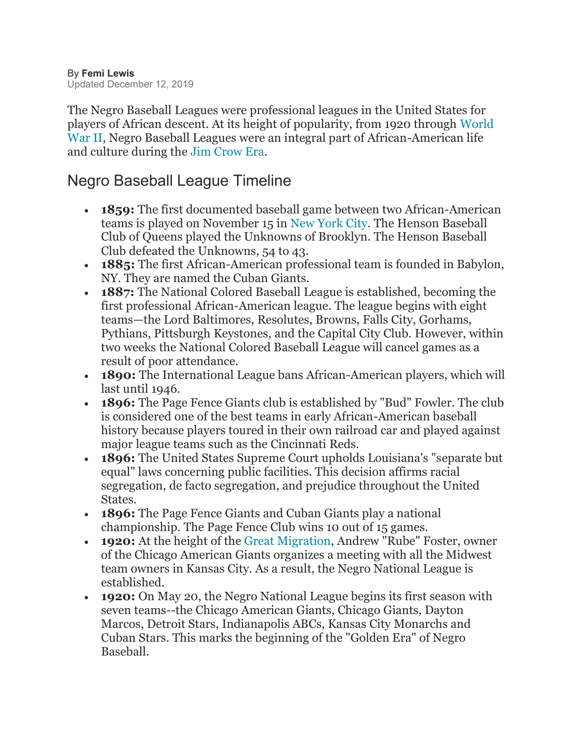By **Femi Lewis**
Updated December 12, 2019

The Negro Baseball Leagues were professional leagues in the United States for players of African descent. At its height of popularity, from 1920 through World War II, Negro Baseball Leagues were an integral part of African-American life and culture during the Jim Crow Era.

## Negro Baseball League Timeline

- **1859:** The first documented baseball game between two African-American teams is played on November 15 in New York City. The Henson Baseball Club of Queens played the Unknowns of Brooklyn. The Henson Baseball Club defeated the Unknowns, 54 to 43.
- **1885:** The first African-American professional team is founded in Babylon, NY. They are named the Cuban Giants.
- **1887:** The National Colored Baseball League is established, becoming the first professional African-American league. The league begins with eight teams—the Lord Baltimores, Resolutes, Browns, Falls City, Gorhams, Pythians, Pittsburgh Keystones, and the Capital City Club. However, within two weeks the National Colored Baseball League will cancel games as a result of poor attendance.
- **1890:** The International League bans African-American players, which will last until 1946.
- **1896:** The Page Fence Giants club is established by "Bud" Fowler. The club is considered one of the best teams in early African-American baseball history because players toured in their own railroad car and played against major league teams such as the Cincinnati Reds.
- **1896:** The United States Supreme Court upholds Louisiana's "separate but equal" laws concerning public facilities. This decision affirms racial segregation, de facto segregation, and prejudice throughout the United States.
- **1896:** The Page Fence Giants and Cuban Giants play a national championship. The Page Fence Club wins 10 out of 15 games.
- **1920:** At the height of the Great Migration, Andrew "Rube" Foster, owner of the Chicago American Giants organizes a meeting with all the Midwest team owners in Kansas City. As a result, the Negro National League is established.
- **1920:** On May 20, the Negro National League begins its first season with seven teams--the Chicago American Giants, Chicago Giants, Dayton Marcos, Detroit Stars, Indianapolis ABCs, Kansas City Monarchs and Cuban Stars. This marks the beginning of the "Golden Era" of Negro Baseball.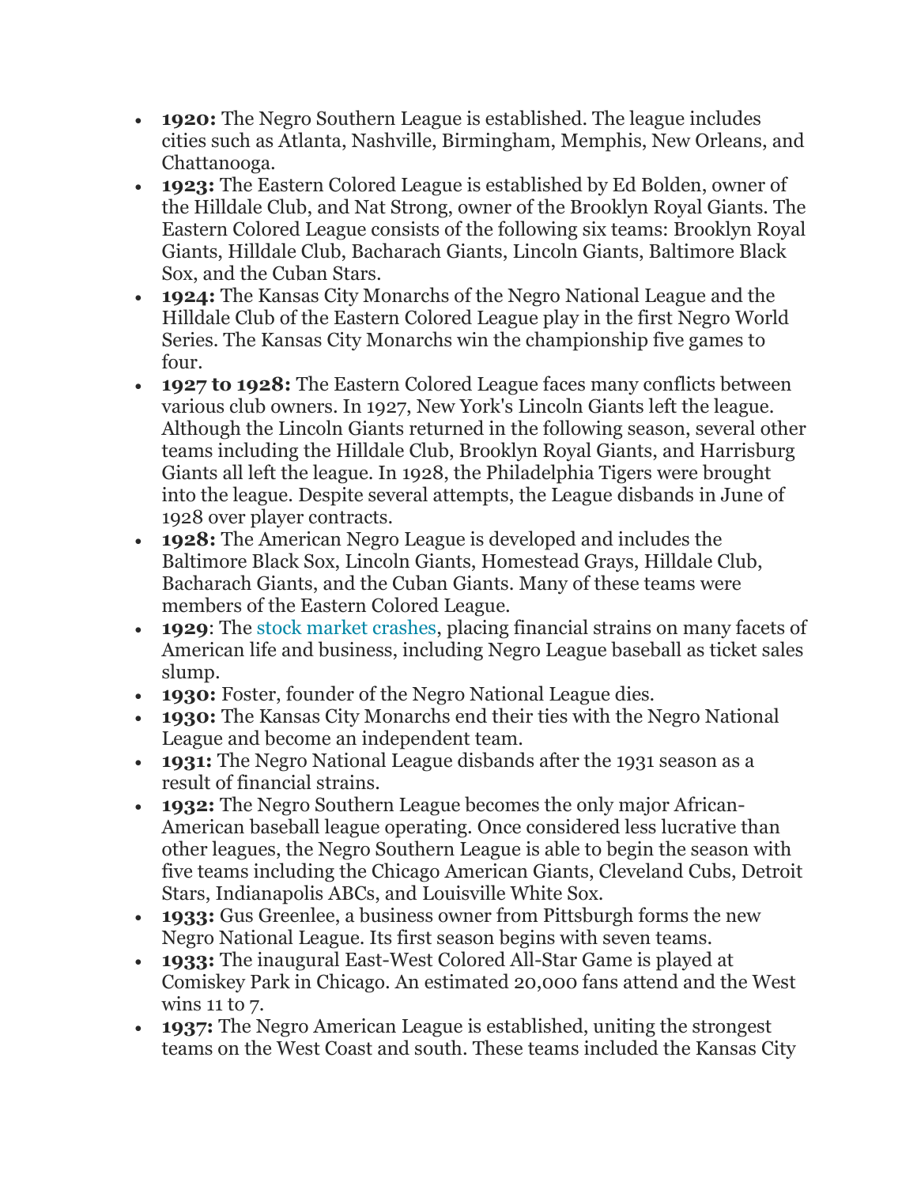- **1920:** The Negro Southern League is established. The league includes cities such as Atlanta, Nashville, Birmingham, Memphis, New Orleans, and Chattanooga.
- **1923:** The Eastern Colored League is established by Ed Bolden, owner of the Hilldale Club, and Nat Strong, owner of the Brooklyn Royal Giants. The Eastern Colored League consists of the following six teams: Brooklyn Royal Giants, Hilldale Club, Bacharach Giants, Lincoln Giants, Baltimore Black Sox, and the Cuban Stars.
- **1924:** The Kansas City Monarchs of the Negro National League and the Hilldale Club of the Eastern Colored League play in the first Negro World Series. The Kansas City Monarchs win the championship five games to four.
- **1927 to 1928:** The Eastern Colored League faces many conflicts between various club owners. In 1927, New York's Lincoln Giants left the league. Although the Lincoln Giants returned in the following season, several other teams including the Hilldale Club, Brooklyn Royal Giants, and Harrisburg Giants all left the league. In 1928, the Philadelphia Tigers were brought into the league. Despite several attempts, the League disbands in June of 1928 over player contracts.
- **1928:** The American Negro League is developed and includes the Baltimore Black Sox, Lincoln Giants, Homestead Grays, Hilldale Club, Bacharach Giants, and the Cuban Giants. Many of these teams were members of the Eastern Colored League.
- **1929**: The stock market crashes, placing financial strains on many facets of American life and business, including Negro League baseball as ticket sales slump.
- **1930:** Foster, founder of the Negro National League dies.
- **1930:** The Kansas City Monarchs end their ties with the Negro National League and become an independent team.
- **1931:** The Negro National League disbands after the 1931 season as a result of financial strains.
- **1932:** The Negro Southern League becomes the only major African-American baseball league operating. Once considered less lucrative than other leagues, the Negro Southern League is able to begin the season with five teams including the Chicago American Giants, Cleveland Cubs, Detroit Stars, Indianapolis ABCs, and Louisville White Sox.
- **1933:** Gus Greenlee, a business owner from Pittsburgh forms the new Negro National League. Its first season begins with seven teams.
- **1933:** The inaugural East-West Colored All-Star Game is played at Comiskey Park in Chicago. An estimated 20,000 fans attend and the West wins 11 to 7.
- **1937:** The Negro American League is established, uniting the strongest teams on the West Coast and south. These teams included the Kansas City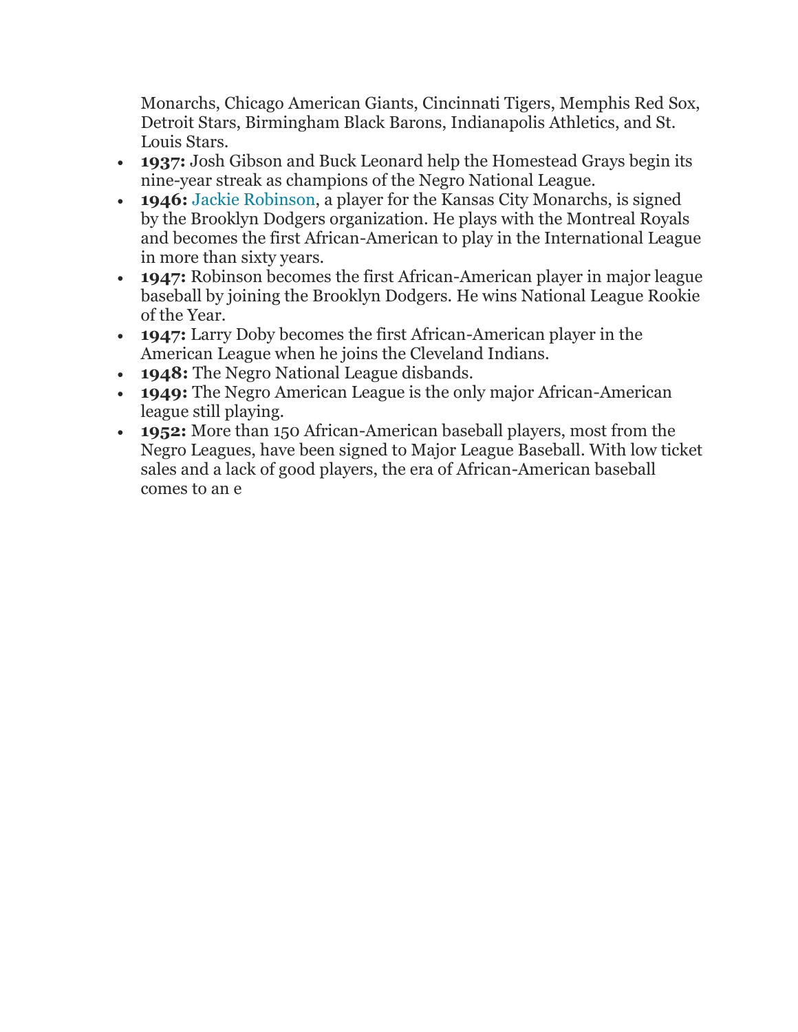Monarchs, Chicago American Giants, Cincinnati Tigers, Memphis Red Sox, Detroit Stars, Birmingham Black Barons, Indianapolis Athletics, and St. Louis Stars.

- **1937:** Josh Gibson and Buck Leonard help the Homestead Grays begin its nine-year streak as champions of the Negro National League.
- **1946:** Jackie Robinson, a player for the Kansas City Monarchs, is signed by the Brooklyn Dodgers organization. He plays with the Montreal Royals and becomes the first African-American to play in the International League in more than sixty years.
- **1947:** Robinson becomes the first African-American player in major league baseball by joining the Brooklyn Dodgers. He wins National League Rookie of the Year.
- **1947:** Larry Doby becomes the first African-American player in the American League when he joins the Cleveland Indians.
- **1948:** The Negro National League disbands.
- **1949:** The Negro American League is the only major African-American league still playing.
- **1952:** More than 150 African-American baseball players, most from the Negro Leagues, have been signed to Major League Baseball. With low ticket sales and a lack of good players, the era of African-American baseball comes to an e